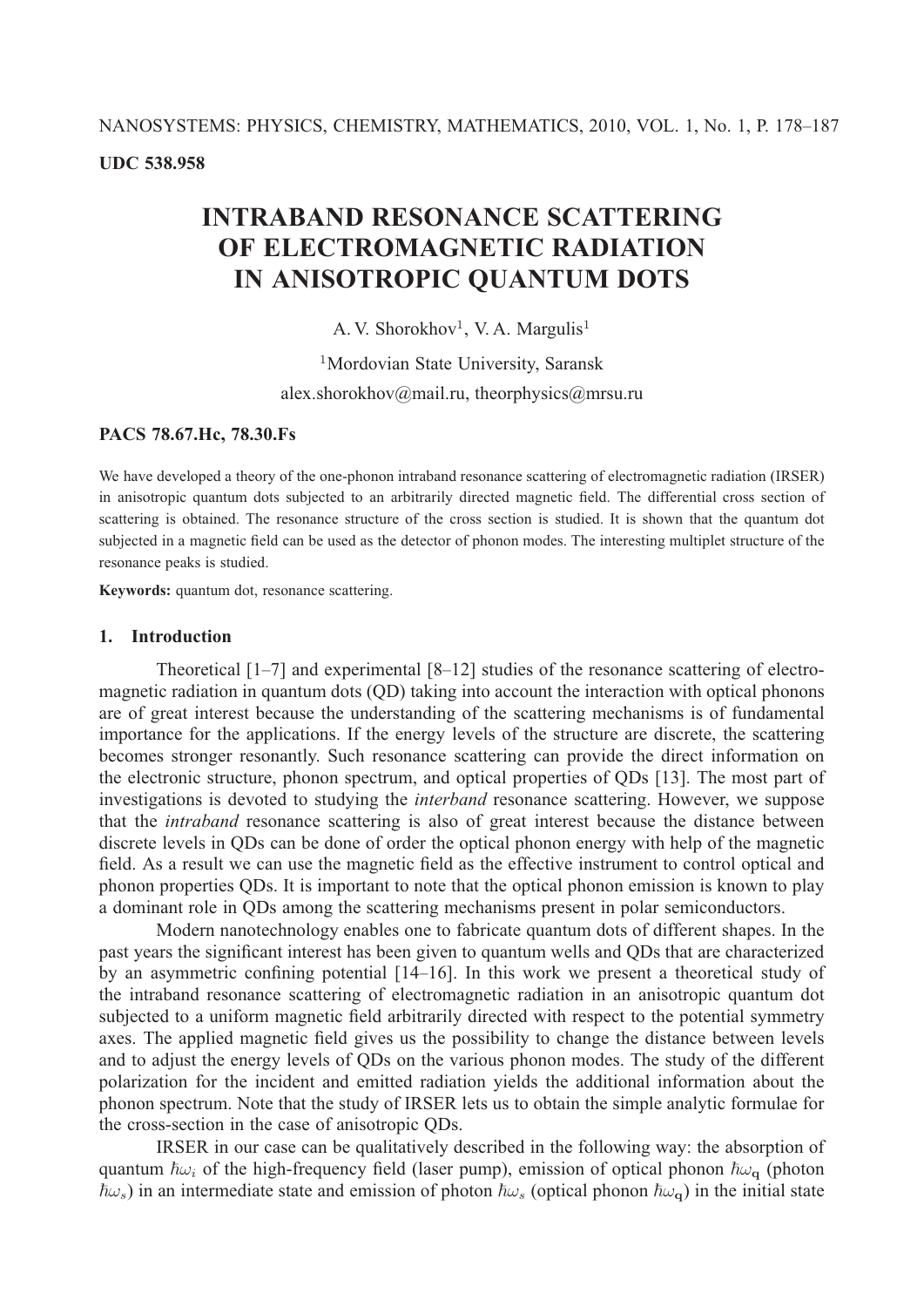UDC 538.958

# INTRABAND RESONANCE SCATTERING OF ELECTROMAGNETIC RADIATION IN ANISOTROPIC QUANTUM DOTS

A. V. Shorokhov[1], V. A. Margulis[1]

[1]Mordovian State University, Saransk

alex.shorokhov@mail.ru, theorphysics@mrsu.ru

**PACS 78.67.Hc, 78.30.Fs**

We have developed a theory of the one-phonon intraband resonance scattering of electromagnetic radiation (IRSER) in anisotropic quantum dots subjected to an arbitrarily directed magnetic field. The differential cross section of scattering is obtained. The resonance structure of the cross section is studied. It is shown that the quantum dot subjected in a magnetic field can be used as the detector of phonon modes. The interesting multiplet structure of the resonance peaks is studied.

**Keywords:** quantum dot, resonance scattering.

## 1. Introduction

Theoretical [1–7] and experimental [8–12] studies of the resonance scattering of electromagnetic radiation in quantum dots (QD) taking into account the interaction with optical phonons are of great interest because the understanding of the scattering mechanisms is of fundamental importance for the applications. If the energy levels of the structure are discrete, the scattering becomes stronger resonantly. Such resonance scattering can provide the direct information on the electronic structure, phonon spectrum, and optical properties of QDs [13]. The most part of investigations is devoted to studying the *interband* resonance scattering. However, we suppose that the *intraband* resonance scattering is also of great interest because the distance between discrete levels in QDs can be done of order the optical phonon energy with help of the magnetic field. As a result we can use the magnetic field as the effective instrument to control optical and phonon properties QDs. It is important to note that the optical phonon emission is known to play a dominant role in QDs among the scattering mechanisms present in polar semiconductors.

Modern nanotechnology enables one to fabricate quantum dots of different shapes. In the past years the significant interest has been given to quantum wells and QDs that are characterized by an asymmetric confining potential [14–16]. In this work we present a theoretical study of the intraband resonance scattering of electromagnetic radiation in an anisotropic quantum dot subjected to a uniform magnetic field arbitrarily directed with respect to the potential symmetry axes. The applied magnetic field gives us the possibility to change the distance between levels and to adjust the energy levels of QDs on the various phonon modes. The study of the different polarization for the incident and emitted radiation yields the additional information about the phonon spectrum. Note that the study of IRSER lets us to obtain the simple analytic formulae for the cross-section in the case of anisotropic QDs.

IRSER in our case can be qualitatively described in the following way: the absorption of quantum $\hbar\omega_i$ of the high-frequency field (laser pump), emission of optical phonon $\hbar\omega_{\mathbf{q}}$ (photon $\hbar\omega_s$) in an intermediate state and emission of photon $\hbar\omega_s$ (optical phonon $\hbar\omega_{\mathbf{q}}$) in the initial state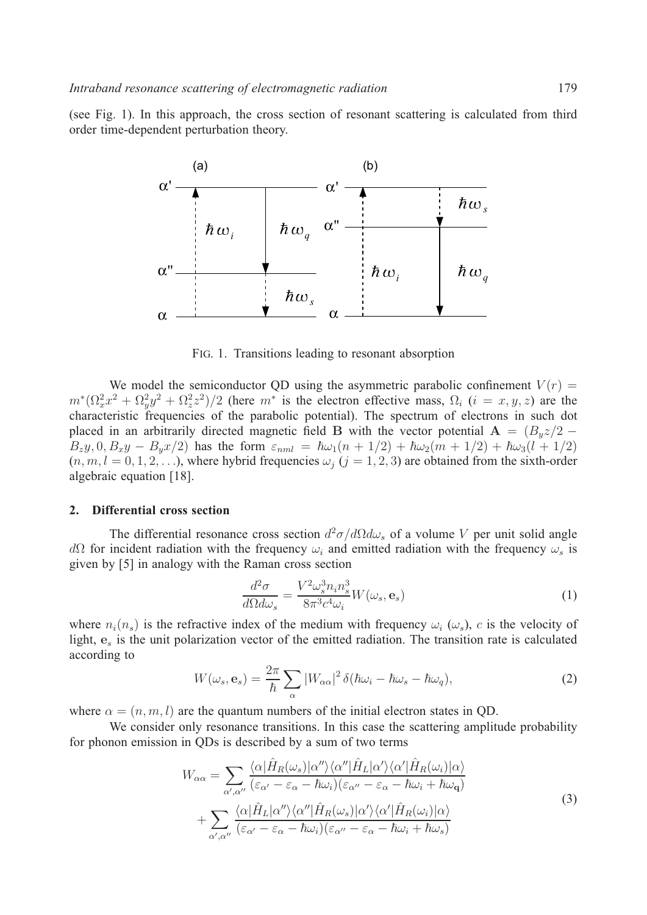(see Fig. 1). In this approach, the cross section of resonant scattering is calculated from third order time-dependent perturbation theory.

FIG. 1. Transitions leading to resonant absorption

We model the semiconductor QD using the asymmetric parabolic confinement $V(r) = m^*(\Omega_x^2 x^2 + \Omega_y^2 y^2 + \Omega_z^2 z^2)/2$ (here $m^*$ is the electron effective mass, $\Omega_i$ ($i = x, y, z$) are the characteristic frequencies of the parabolic potential). The spectrum of electrons in such dot placed in an arbitrarily directed magnetic field $\mathbf{B}$ with the vector potential $\mathbf{A} = (B_y z/2 - B_z y, 0, B_x y - B_y x/2)$ has the form $\varepsilon_{nml} = \hbar\omega_1(n + 1/2) + \hbar\omega_2(m + 1/2) + \hbar\omega_3(l + 1/2)$ ($n, m, l = 0, 1, 2, \ldots$), where hybrid frequencies $\omega_j$ ($j = 1, 2, 3$) are obtained from the sixth-order algebraic equation [18].

## 2. Differential cross section

The differential resonance cross section $d^2\sigma/d\Omega d\omega_s$ of a volume $V$ per unit solid angle $d\Omega$ for incident radiation with the frequency $\omega_i$ and emitted radiation with the frequency $\omega_s$ is given by [5] in analogy with the Raman cross section

$$\frac{d^2\sigma}{d\Omega d\omega_s} = \frac{V^2 \omega_s^3 n_i n_s^3}{8\pi^3 c^4 \omega_i} W(\omega_s, \mathbf{e}_s) \tag{1}$$

where $n_i(n_s)$ is the refractive index of the medium with frequency $\omega_i$ ($\omega_s$), $c$ is the velocity of light, $\mathbf{e}_s$ is the unit polarization vector of the emitted radiation. The transition rate is calculated according to

$$W(\omega_s, \mathbf{e}_s) = \frac{2\pi}{\hbar} \sum_{\alpha} |W_{\alpha\alpha}|^2 \, \delta(\hbar\omega_i - \hbar\omega_s - \hbar\omega_q), \tag{2}$$

where $\alpha = (n, m, l)$ are the quantum numbers of the initial electron states in QD.

We consider only resonance transitions. In this case the scattering amplitude probability for phonon emission in QDs is described by a sum of two terms

$$\begin{aligned} W_{\alpha\alpha} = &\sum_{\alpha',\alpha''} \frac{\langle\alpha|\hat{H}_R(\omega_s)|\alpha''\rangle\langle\alpha''|\hat{H}_L|\alpha'\rangle\langle\alpha'|\hat{H}_R(\omega_i)|\alpha\rangle}{(\varepsilon_{\alpha'} - \varepsilon_\alpha - \hbar\omega_i)(\varepsilon_{\alpha''} - \varepsilon_\alpha - \hbar\omega_i + \hbar\omega_{\mathbf{q}})} \\ &+ \sum_{\alpha',\alpha''} \frac{\langle\alpha|\hat{H}_L|\alpha''\rangle\langle\alpha''|\hat{H}_R(\omega_s)|\alpha'\rangle\langle\alpha'|\hat{H}_R(\omega_i)|\alpha\rangle}{(\varepsilon_{\alpha'} - \varepsilon_\alpha - \hbar\omega_i)(\varepsilon_{\alpha''} - \varepsilon_\alpha - \hbar\omega_i + \hbar\omega_s)} \end{aligned} \tag{3}$$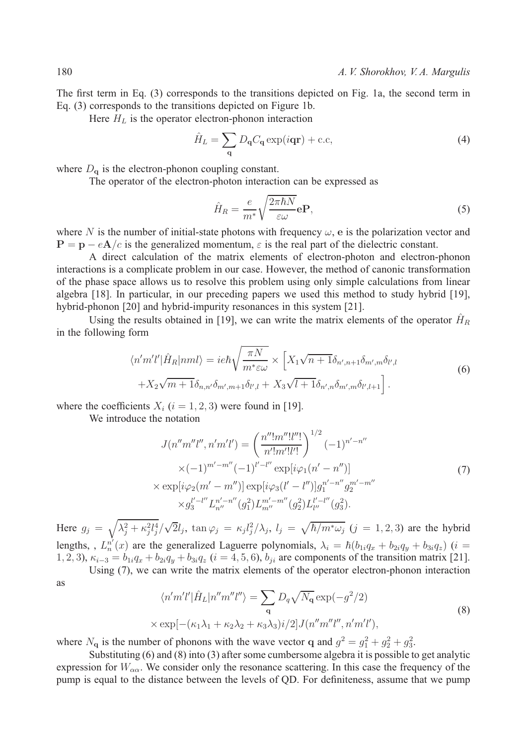The first term in Eq. (3) corresponds to the transitions depicted on Fig. 1a, the second term in Eq. (3) corresponds to the transitions depicted on Figure 1b.

Here $H_L$ is the operator electron-phonon interaction

$$\hat{H}_L = \sum_{\mathbf{q}} D_{\mathbf{q}} C_{\mathbf{q}} \exp(i\mathbf{q}\mathbf{r}) + \text{c.c}, \tag{4}$$

where $D_{\mathbf{q}}$ is the electron-phonon coupling constant.

The operator of the electron-photon interaction can be expressed as

$$\hat{H}_R = \frac{e}{m^*}\sqrt{\frac{2\pi\hbar N}{\varepsilon\omega}}\mathbf{e}\mathbf{P}, \tag{5}$$

where $N$ is the number of initial-state photons with frequency $\omega$, $\mathbf{e}$ is the polarization vector and $\mathbf{P} = \mathbf{p} - e\mathbf{A}/c$ is the generalized momentum, $\varepsilon$ is the real part of the dielectric constant.

A direct calculation of the matrix elements of electron-photon and electron-phonon interactions is a complicate problem in our case. However, the method of canonic transformation of the phase space allows us to resolve this problem using only simple calculations from linear algebra [18]. In particular, in our preceding papers we used this method to study hybrid [19], hybrid-phonon [20] and hybrid-impurity resonances in this system [21].

Using the results obtained in [19], we can write the matrix elements of the operator $\hat{H}_R$ in the following form

$$\begin{aligned}\langle n'm'l'|\hat{H}_R|nml\rangle = ie\hbar\sqrt{\frac{\pi N}{m^*\varepsilon\omega}} \times \Big[X_1\sqrt{n+1}\delta_{n',n+1}\delta_{m',m}\delta_{l',l} \\ +X_2\sqrt{m+1}\delta_{n,n'}\delta_{m',m+1}\delta_{l',l} + X_3\sqrt{l+1}\delta_{n',n}\delta_{m',m}\delta_{l',l+1}\Big].\end{aligned} \tag{6}$$

where the coefficients $X_i$ $(i = 1, 2, 3)$ were found in [19].

We introduce the notation

$$\begin{aligned}J(n''m''l'', n'm'l') = \left(\frac{n''!m''!l''!}{n'!m'!l'!}\right)^{1/2}(-1)^{n'-n''} \\ \times(-1)^{m'-m''}(-1)^{l'-l''}\exp[i\varphi_1(n'-n'')] \\ \times\exp[i\varphi_2(m'-m'')]\exp[i\varphi_3(l'-l'')]g_1^{n'-n''}g_2^{m'-m''} \\ \times g_3^{l'-l''}L_{n''}^{n'-n''}(g_1^2)L_{m''}^{m'-m''}(g_2^2)L_{l''}^{l'-l''}(g_3^2).\end{aligned} \tag{7}$$

Here $g_j = \sqrt{\lambda_j^2 + \kappa_j^2 l_j^4}/\sqrt{2}l_j$, $\tan\varphi_j = \kappa_j l_j^2/\lambda_j$, $l_j = \sqrt{\hbar/m^*\omega_j}$ $(j = 1, 2, 3)$ are the hybrid lengths, , $L_n^{n'}(x)$ are the generalized Laguerre polynomials, $\lambda_i = \hbar(b_{1i}q_x + b_{2i}q_y + b_{3i}q_z)$ $(i = 1, 2, 3)$, $\kappa_{i-3} = b_{1i}q_x + b_{2i}q_y + b_{3i}q_z$ $(i = 4, 5, 6)$, $b_{ji}$ are components of the transition matrix [21].

Using (7), we can write the matrix elements of the operator electron-phonon interaction as

$$\begin{aligned}\langle n'm'l'|\hat{H}_L|n''m''l''\rangle = \sum_{\mathbf{q}} D_q\sqrt{N_{\mathbf{q}}}\exp(-g^2/2) \\ \times\exp[-(\kappa_1\lambda_1 + \kappa_2\lambda_2 + \kappa_3\lambda_3)i/2]J(n''m''l'', n'm'l'),\end{aligned} \tag{8}$$

where $N_{\mathbf{q}}$ is the number of phonons with the wave vector $\mathbf{q}$ and $g^2 = g_1^2 + g_2^2 + g_3^2$.

Substituting (6) and (8) into (3) after some cumbersome algebra it is possible to get analytic expression for $W_{\alpha\alpha}$. We consider only the resonance scattering. In this case the frequency of the pump is equal to the distance between the levels of QD. For definiteness, assume that we pump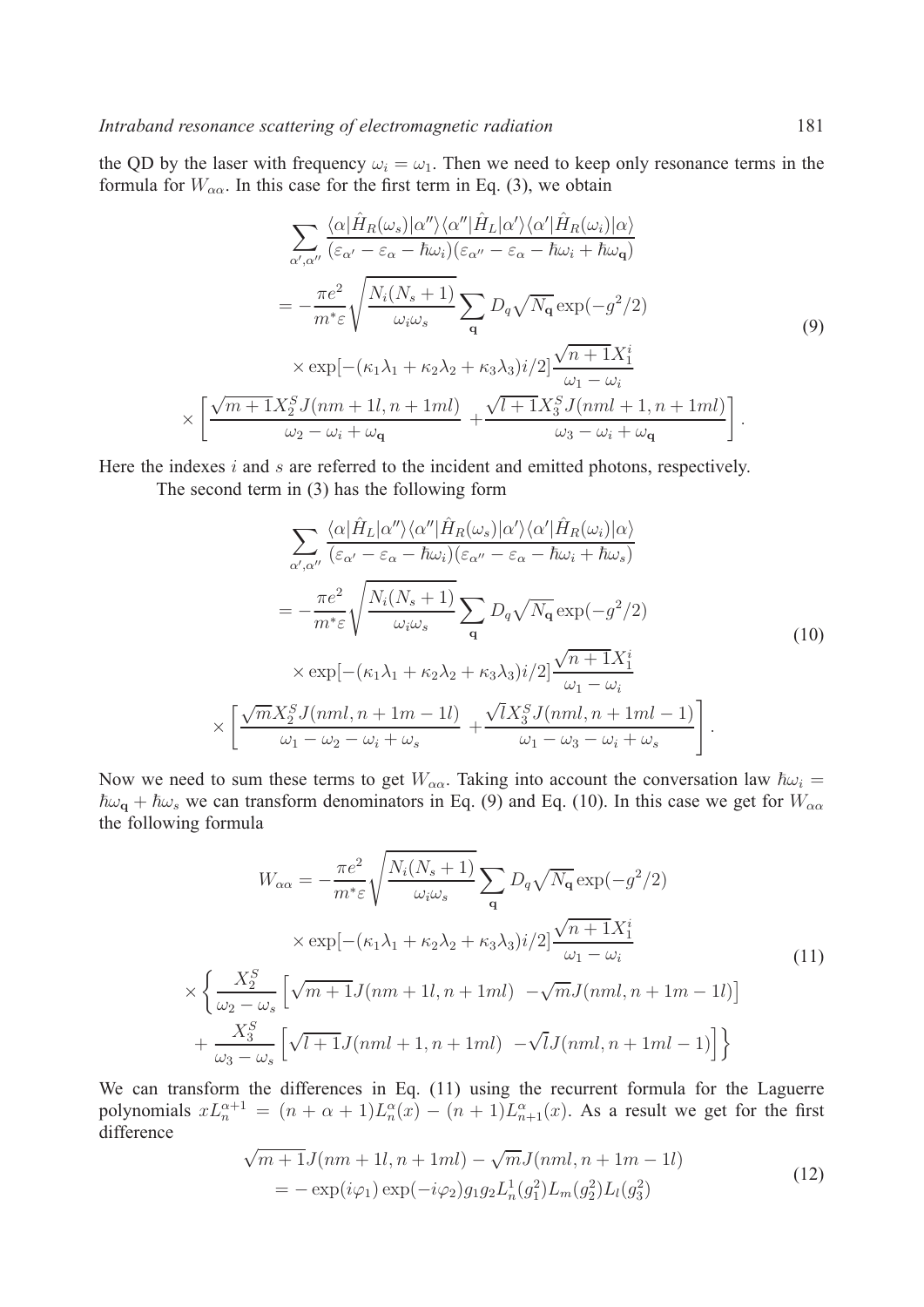the QD by the laser with frequency $\omega_i = \omega_1$. Then we need to keep only resonance terms in the formula for $W_{\alpha\alpha}$. In this case for the first term in Eq. (3), we obtain

$$
\begin{aligned}
&\sum_{\alpha',\alpha''} \frac{\langle\alpha|\hat{H}_R(\omega_s)|\alpha''\rangle\langle\alpha''|\hat{H}_L|\alpha'\rangle\langle\alpha'|\hat{H}_R(\omega_i)|\alpha\rangle}{(\varepsilon_{\alpha'}-\varepsilon_\alpha-\hbar\omega_i)(\varepsilon_{\alpha''}-\varepsilon_\alpha-\hbar\omega_i+\hbar\omega_{\mathbf{q}})} \\
&= -\frac{\pi e^2}{m^*\varepsilon}\sqrt{\frac{N_i(N_s+1)}{\omega_i\omega_s}}\sum_{\mathbf{q}} D_q\sqrt{N_{\mathbf{q}}}\exp(-g^2/2) \\
&\times \exp[-(\kappa_1\lambda_1+\kappa_2\lambda_2+\kappa_3\lambda_3)i/2]\frac{\sqrt{n+1}X_1^i}{\omega_1-\omega_i} \\
&\times\left[\frac{\sqrt{m+1}X_2^S J(nm+1l,n+1ml)}{\omega_2-\omega_i+\omega_{\mathbf{q}}}+\frac{\sqrt{l+1}X_3^S J(nml+1,n+1ml)}{\omega_3-\omega_i+\omega_{\mathbf{q}}}\right].
\end{aligned}
\tag{9}
$$

Here the indexes $i$ and $s$ are referred to the incident and emitted photons, respectively.

The second term in (3) has the following form

$$
\begin{aligned}
&\sum_{\alpha',\alpha''} \frac{\langle\alpha|\hat{H}_L|\alpha''\rangle\langle\alpha''|\hat{H}_R(\omega_s)|\alpha'\rangle\langle\alpha'|\hat{H}_R(\omega_i)|\alpha\rangle}{(\varepsilon_{\alpha'}-\varepsilon_\alpha-\hbar\omega_i)(\varepsilon_{\alpha''}-\varepsilon_\alpha-\hbar\omega_i+\hbar\omega_s)} \\
&= -\frac{\pi e^2}{m^*\varepsilon}\sqrt{\frac{N_i(N_s+1)}{\omega_i\omega_s}}\sum_{\mathbf{q}} D_q\sqrt{N_{\mathbf{q}}}\exp(-g^2/2) \\
&\times \exp[-(\kappa_1\lambda_1+\kappa_2\lambda_2+\kappa_3\lambda_3)i/2]\frac{\sqrt{n+1}X_1^i}{\omega_1-\omega_i} \\
&\times\left[\frac{\sqrt{m}X_2^S J(nml,n+1m-1l)}{\omega_1-\omega_2-\omega_i+\omega_s}+\frac{\sqrt{l}X_3^S J(nml,n+1ml-1)}{\omega_1-\omega_3-\omega_i+\omega_s}\right].
\end{aligned}
\tag{10}
$$

Now we need to sum these terms to get $W_{\alpha\alpha}$. Taking into account the conversation law $\hbar\omega_i = \hbar\omega_{\mathbf{q}} + \hbar\omega_s$ we can transform denominators in Eq. (9) and Eq. (10). In this case we get for $W_{\alpha\alpha}$ the following formula

$$
\begin{aligned}
W_{\alpha\alpha} &= -\frac{\pi e^2}{m^*\varepsilon}\sqrt{\frac{N_i(N_s+1)}{\omega_i\omega_s}}\sum_{\mathbf{q}} D_q\sqrt{N_{\mathbf{q}}}\exp(-g^2/2) \\
&\times \exp[-(\kappa_1\lambda_1+\kappa_2\lambda_2+\kappa_3\lambda_3)i/2]\frac{\sqrt{n+1}X_1^i}{\omega_1-\omega_i} \\
&\times\left\{\frac{X_2^S}{\omega_2-\omega_s}\left[\sqrt{m+1}J(nm+1l,n+1ml)-\sqrt{m}J(nml,n+1m-1l)\right]\right. \\
&\left.+\frac{X_3^S}{\omega_3-\omega_s}\left[\sqrt{l+1}J(nml+1,n+1ml)-\sqrt{l}J(nml,n+1ml-1)\right]\right\}
\end{aligned}
\tag{11}
$$

We can transform the differences in Eq. (11) using the recurrent formula for the Laguerre polynomials $xL_n^{\alpha+1} = (n+\alpha+1)L_n^\alpha(x) - (n+1)L_{n+1}^\alpha(x)$. As a result we get for the first difference

$$
\begin{aligned}
&\sqrt{m+1}J(nm+1l,n+1ml)-\sqrt{m}J(nml,n+1m-1l) \\
&= -\exp(i\varphi_1)\exp(-i\varphi_2)g_1g_2L_n^1(g_1^2)L_m(g_2^2)L_l(g_3^2)
\end{aligned}
\tag{12}
$$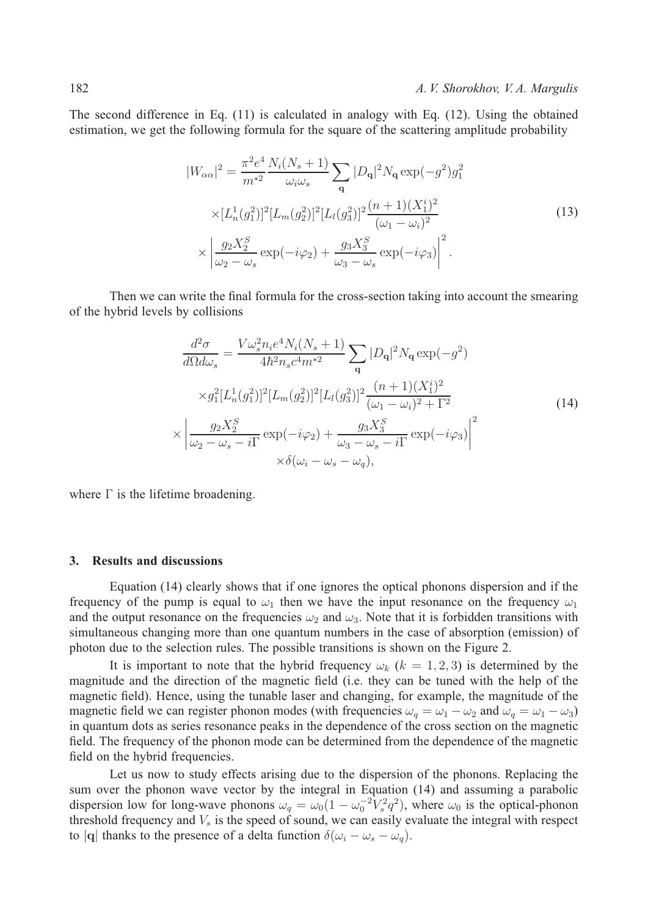The second difference in Eq. (11) is calculated in analogy with Eq. (12). Using the obtained estimation, we get the following formula for the square of the scattering amplitude probability

$$
\begin{aligned}
|W_{\alpha\alpha}|^2 = \frac{\pi^2 e^4}{m^{*2}} \frac{N_i(N_s+1)}{\omega_i \omega_s} \sum_{\mathbf{q}} |D_{\mathbf{q}}|^2 N_{\mathbf{q}} \exp(-g^2) g_1^2 \\
\times [L_n^1(g_1^2)]^2 [L_m(g_2^2)]^2 [L_l(g_3^2)]^2 \frac{(n+1)(X_1^i)^2}{(\omega_1 - \omega_i)^2} \\
\times \left| \frac{g_2 X_2^S}{\omega_2 - \omega_s} \exp(-i\varphi_2) + \frac{g_3 X_3^S}{\omega_3 - \omega_s} \exp(-i\varphi_3) \right|^2 .
\end{aligned}
\tag{13}
$$

Then we can write the final formula for the cross-section taking into account the smearing of the hybrid levels by collisions

$$
\begin{aligned}
\frac{d^2\sigma}{d\Omega d\omega_s} = \frac{V \omega_s^2 n_i e^4 N_i(N_s+1)}{4\hbar^2 n_s c^4 m^{*2}} \sum_{\mathbf{q}} |D_{\mathbf{q}}|^2 N_{\mathbf{q}} \exp(-g^2) \\
\times g_1^2 [L_n^1(g_1^2)]^2 [L_m(g_2^2)]^2 [L_l(g_3^2)]^2 \frac{(n+1)(X_1^i)^2}{(\omega_1 - \omega_i)^2 + \Gamma^2} \\
\times \left| \frac{g_2 X_2^S}{\omega_2 - \omega_s - i\Gamma} \exp(-i\varphi_2) + \frac{g_3 X_3^S}{\omega_3 - \omega_s - i\Gamma} \exp(-i\varphi_3) \right|^2 \\
\times \delta(\omega_i - \omega_s - \omega_q),
\end{aligned}
\tag{14}
$$

where $\Gamma$ is the lifetime broadening.

## 3. Results and discussions

Equation (14) clearly shows that if one ignores the optical phonons dispersion and if the frequency of the pump is equal to $\omega_1$ then we have the input resonance on the frequency $\omega_1$ and the output resonance on the frequencies $\omega_2$ and $\omega_3$. Note that it is forbidden transitions with simultaneous changing more than one quantum numbers in the case of absorption (emission) of photon due to the selection rules. The possible transitions is shown on the Figure 2.

It is important to note that the hybrid frequency $\omega_k$ ($k = 1, 2, 3$) is determined by the magnitude and the direction of the magnetic field (i.e. they can be tuned with the help of the magnetic field). Hence, using the tunable laser and changing, for example, the magnitude of the magnetic field we can register phonon modes (with frequencies $\omega_q = \omega_1 - \omega_2$ and $\omega_q = \omega_1 - \omega_3$) in quantum dots as series resonance peaks in the dependence of the cross section on the magnetic field. The frequency of the phonon mode can be determined from the dependence of the magnetic field on the hybrid frequencies.

Let us now to study effects arising due to the dispersion of the phonons. Replacing the sum over the phonon wave vector by the integral in Equation (14) and assuming a parabolic dispersion low for long-wave phonons $\omega_q = \omega_0(1 - \omega_0^{-2} V_s^2 q^2)$, where $\omega_0$ is the optical-phonon threshold frequency and $V_s$ is the speed of sound, we can easily evaluate the integral with respect to $|\mathbf{q}|$ thanks to the presence of a delta function $\delta(\omega_i - \omega_s - \omega_q)$.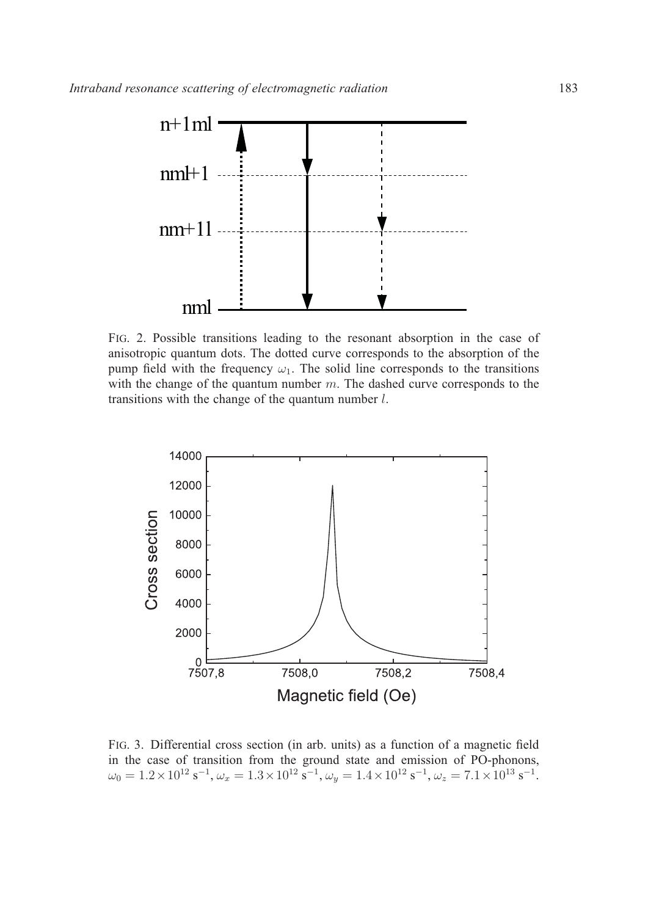FIG. 2. Possible transitions leading to the resonant absorption in the case of anisotropic quantum dots. The dotted curve corresponds to the absorption of the pump field with the frequency $\omega_1$. The solid line corresponds to the transitions with the change of the quantum number $m$. The dashed curve corresponds to the transitions with the change of the quantum number $l$.

FIG. 3. Differential cross section (in arb. units) as a function of a magnetic field in the case of transition from the ground state and emission of PO-phonons, $\omega_0 = 1.2 \times 10^{12}\ \mathrm{s}^{-1}$, $\omega_x = 1.3 \times 10^{12}\ \mathrm{s}^{-1}$, $\omega_y = 1.4 \times 10^{12}\ \mathrm{s}^{-1}$, $\omega_z = 7.1 \times 10^{13}\ \mathrm{s}^{-1}$.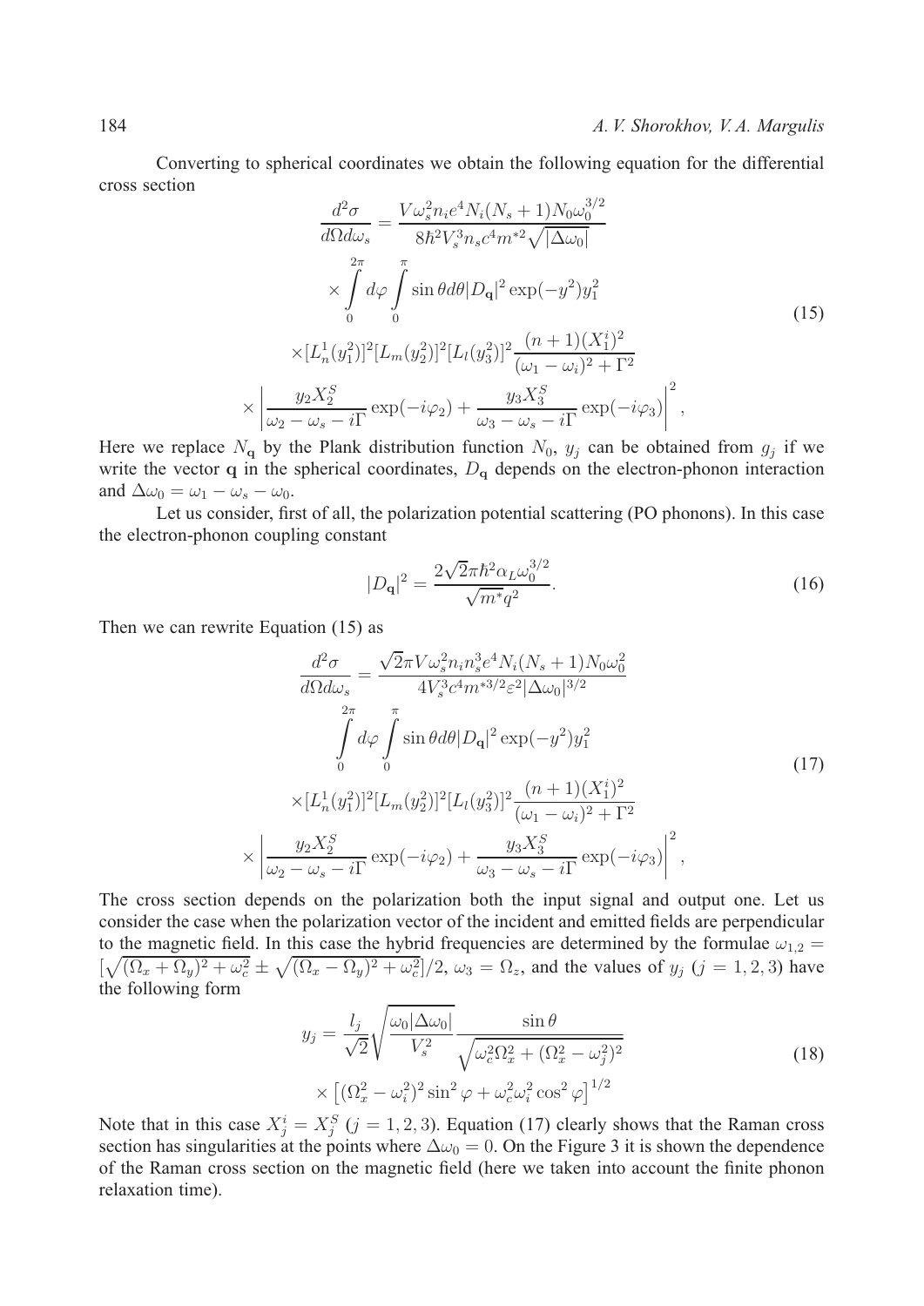Converting to spherical coordinates we obtain the following equation for the differential cross section

$$
\begin{aligned}
\frac{d^2\sigma}{d\Omega d\omega_s} &= \frac{V\omega_s^2 n_i e^4 N_i(N_s+1)N_0\omega_0^{3/2}}{8\hbar^2 V_s^3 n_s c^4 m^{*2}\sqrt{|\Delta\omega_0|}} \\
&\times \int\limits_0^{2\pi} d\varphi \int\limits_0^{\pi} \sin\theta d\theta |D_{\mathbf{q}}|^2 \exp(-y^2) y_1^2 \\
&\times [L_n^1(y_1^2)]^2 [L_m(y_2^2)]^2 [L_l(y_3^2)]^2 \frac{(n+1)(X_1^i)^2}{(\omega_1-\omega_i)^2+\Gamma^2} \\
&\times \left| \frac{y_2 X_2^S}{\omega_2-\omega_s-i\Gamma}\exp(-i\varphi_2) + \frac{y_3 X_3^S}{\omega_3-\omega_s-i\Gamma}\exp(-i\varphi_3)\right|^2,
\end{aligned}
\tag{15}
$$

Here we replace $N_{\mathbf{q}}$ by the Plank distribution function $N_0$, $y_j$ can be obtained from $g_j$ if we write the vector $\mathbf{q}$ in the spherical coordinates, $D_{\mathbf{q}}$ depends on the electron-phonon interaction and $\Delta\omega_0 = \omega_1 - \omega_s - \omega_0$.

Let us consider, first of all, the polarization potential scattering (PO phonons). In this case the electron-phonon coupling constant

$$
|D_{\mathbf{q}}|^2 = \frac{2\sqrt{2}\pi\hbar^2\alpha_L\omega_0^{3/2}}{\sqrt{m^*}q^2}. \tag{16}
$$

Then we can rewrite Equation (15) as

$$
\begin{aligned}
\frac{d^2\sigma}{d\Omega d\omega_s} &= \frac{\sqrt{2}\pi V\omega_s^2 n_i n_s^3 e^4 N_i(N_s+1)N_0\omega_0^2}{4V_s^3 c^4 m^{*3/2}\varepsilon^2|\Delta\omega_0|^{3/2}} \\
&\int\limits_0^{2\pi} d\varphi \int\limits_0^{\pi} \sin\theta d\theta |D_{\mathbf{q}}|^2 \exp(-y^2) y_1^2 \\
&\times [L_n^1(y_1^2)]^2 [L_m(y_2^2)]^2 [L_l(y_3^2)]^2 \frac{(n+1)(X_1^i)^2}{(\omega_1-\omega_i)^2+\Gamma^2} \\
&\times \left| \frac{y_2 X_2^S}{\omega_2-\omega_s-i\Gamma}\exp(-i\varphi_2) + \frac{y_3 X_3^S}{\omega_3-\omega_s-i\Gamma}\exp(-i\varphi_3)\right|^2,
\end{aligned}
\tag{17}
$$

The cross section depends on the polarization both the input signal and output one. Let us consider the case when the polarization vector of the incident and emitted fields are perpendicular to the magnetic field. In this case the hybrid frequencies are determined by the formulae $\omega_{1,2} = [\sqrt{(\Omega_x+\Omega_y)^2+\omega_c^2} \pm \sqrt{(\Omega_x-\Omega_y)^2+\omega_c^2}]/2$, $\omega_3 = \Omega_z$, and the values of $y_j$ ($j = 1,2,3$) have the following form

$$
\begin{aligned}
y_j &= \frac{l_j}{\sqrt{2}}\sqrt{\frac{\omega_0|\Delta\omega_0|}{V_s^2}}\frac{\sin\theta}{\sqrt{\omega_c^2\Omega_x^2+(\Omega_x^2-\omega_j^2)^2}} \\
&\times \left[(\Omega_x^2-\omega_i^2)^2\sin^2\varphi + \omega_c^2\omega_i^2\cos^2\varphi\right]^{1/2}
\end{aligned}
\tag{18}
$$

Note that in this case $X_j^i = X_j^S$ ($j = 1,2,3$). Equation (17) clearly shows that the Raman cross section has singularities at the points where $\Delta\omega_0 = 0$. On the Figure 3 it is shown the dependence of the Raman cross section on the magnetic field (here we taken into account the finite phonon relaxation time).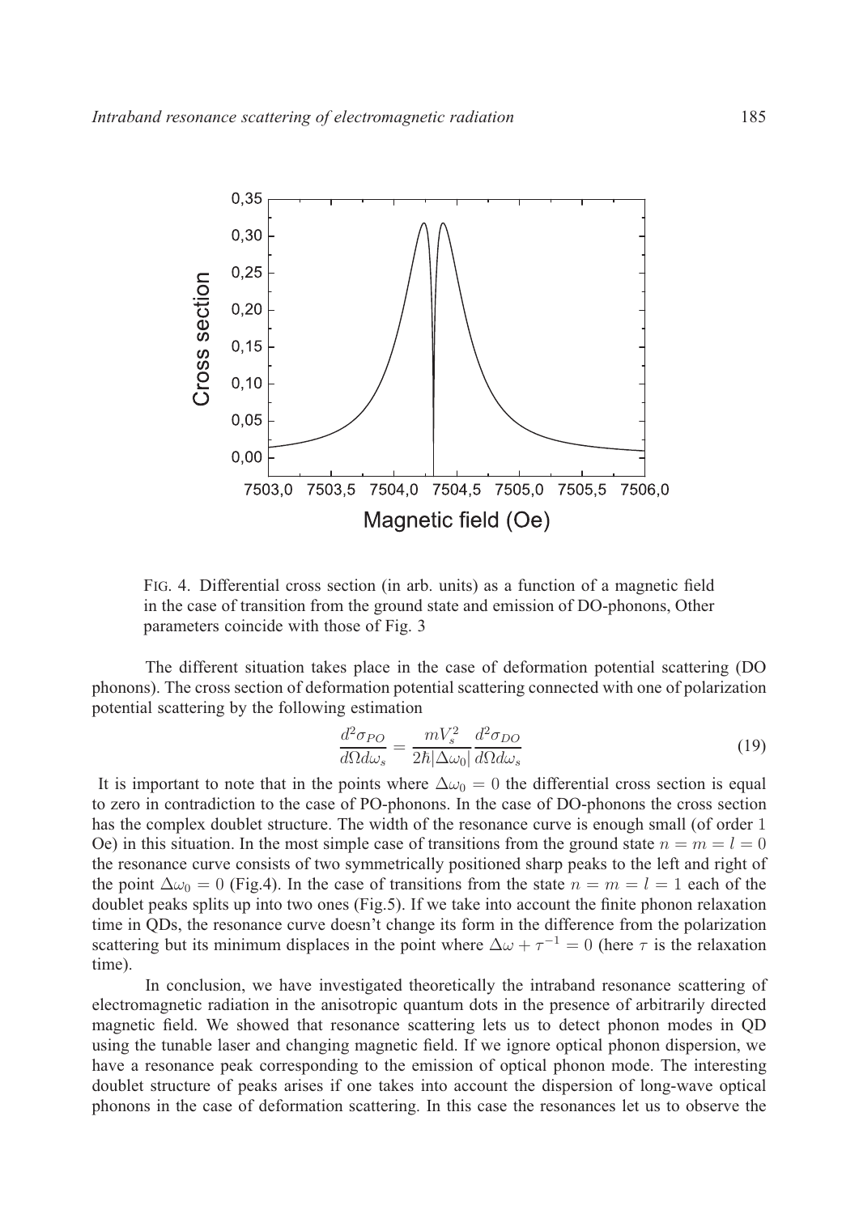FIG. 4. Differential cross section (in arb. units) as a function of a magnetic field in the case of transition from the ground state and emission of DO-phonons, Other parameters coincide with those of Fig. 3

The different situation takes place in the case of deformation potential scattering (DO phonons). The cross section of deformation potential scattering connected with one of polarization potential scattering by the following estimation

$$\frac{d^2\sigma_{PO}}{d\Omega d\omega_s} = \frac{mV_s^2}{2\hbar|\Delta\omega_0|}\frac{d^2\sigma_{DO}}{d\Omega d\omega_s} \tag{19}$$

It is important to note that in the points where $\Delta\omega_0 = 0$ the differential cross section is equal to zero in contradiction to the case of PO-phonons. In the case of DO-phonons the cross section has the complex doublet structure. The width of the resonance curve is enough small (of order 1 Oe) in this situation. In the most simple case of transitions from the ground state $n = m = l = 0$ the resonance curve consists of two symmetrically positioned sharp peaks to the left and right of the point $\Delta\omega_0 = 0$ (Fig.4). In the case of transitions from the state $n = m = l = 1$ each of the doublet peaks splits up into two ones (Fig.5). If we take into account the finite phonon relaxation time in QDs, the resonance curve doesn't change its form in the difference from the polarization scattering but its minimum displaces in the point where $\Delta\omega + \tau^{-1} = 0$ (here $\tau$ is the relaxation time).

In conclusion, we have investigated theoretically the intraband resonance scattering of electromagnetic radiation in the anisotropic quantum dots in the presence of arbitrarily directed magnetic field. We showed that resonance scattering lets us to detect phonon modes in QD using the tunable laser and changing magnetic field. If we ignore optical phonon dispersion, we have a resonance peak corresponding to the emission of optical phonon mode. The interesting doublet structure of peaks arises if one takes into account the dispersion of long-wave optical phonons in the case of deformation scattering. In this case the resonances let us to observe the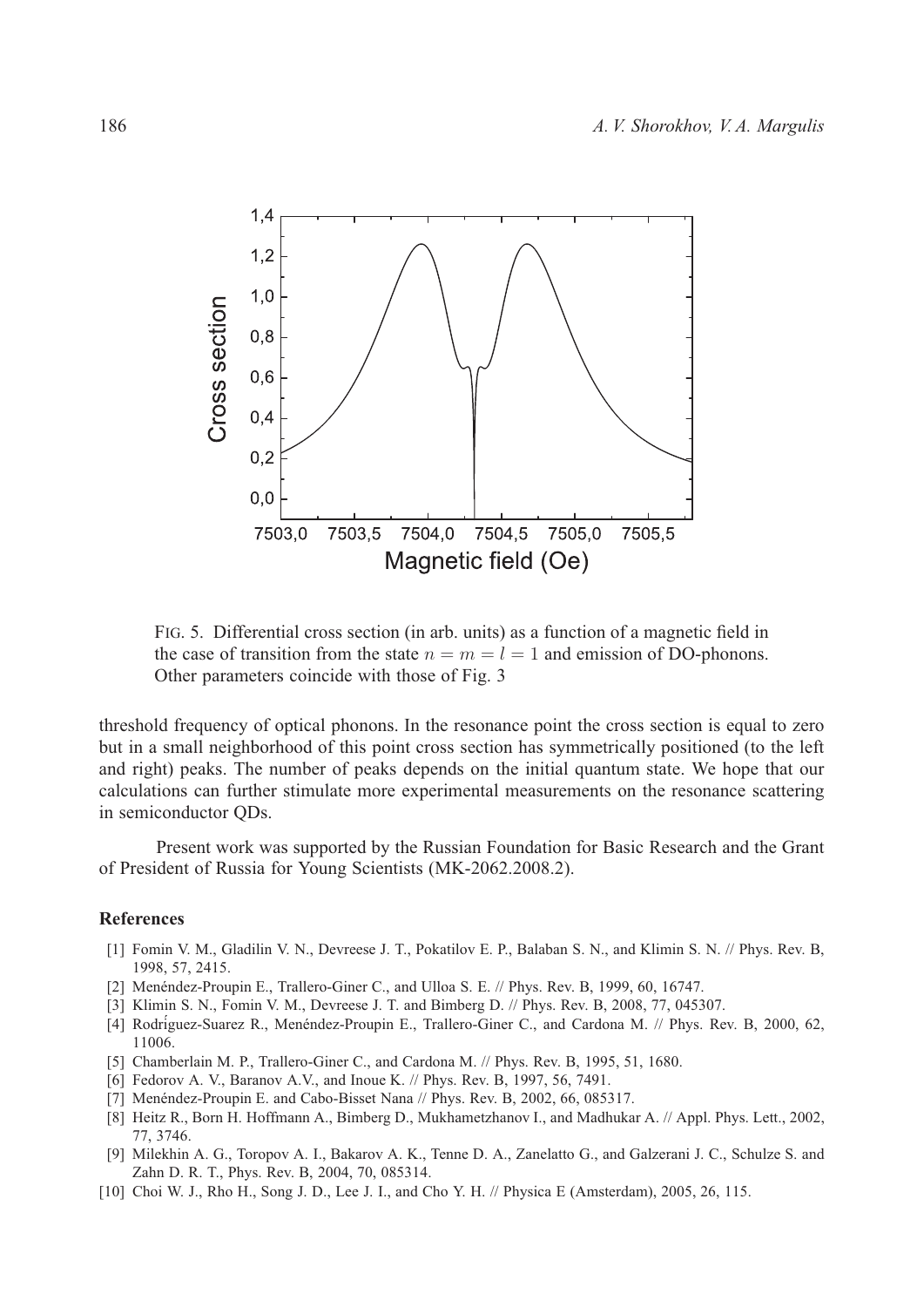FIG. 5. Differential cross section (in arb. units) as a function of a magnetic field in the case of transition from the state $n = m = l = 1$ and emission of DO-phonons. Other parameters coincide with those of Fig. 3

threshold frequency of optical phonons. In the resonance point the cross section is equal to zero but in a small neighborhood of this point cross section has symmetrically positioned (to the left and right) peaks. The number of peaks depends on the initial quantum state. We hope that our calculations can further stimulate more experimental measurements on the resonance scattering in semiconductor QDs.

Present work was supported by the Russian Foundation for Basic Research and the Grant of President of Russia for Young Scientists (MK-2062.2008.2).

## References

[1] Fomin V. M., Gladilin V. N., Devreese J. T., Pokatilov E. P., Balaban S. N., and Klimin S. N. // Phys. Rev. B, 1998, 57, 2415.

[2] Menéndez-Proupin E., Trallero-Giner C., and Ulloa S. E. // Phys. Rev. B, 1999, 60, 16747.

[3] Klimin S. N., Fomin V. M., Devreese J. T. and Bimberg D. // Phys. Rev. B, 2008, 77, 045307.

[4] Rodríguez-Suarez R., Menéndez-Proupin E., Trallero-Giner C., and Cardona M. // Phys. Rev. B, 2000, 62, 11006.

[5] Chamberlain M. P., Trallero-Giner C., and Cardona M. // Phys. Rev. B, 1995, 51, 1680.

[6] Fedorov A. V., Baranov A.V., and Inoue K. // Phys. Rev. B, 1997, 56, 7491.

[7] Menéndez-Proupin E. and Cabo-Bisset Nana // Phys. Rev. B, 2002, 66, 085317.

[8] Heitz R., Born H. Hoffmann A., Bimberg D., Mukhametzhanov I., and Madhukar A. // Appl. Phys. Lett., 2002, 77, 3746.

[9] Milekhin A. G., Toropov A. I., Bakarov A. K., Tenne D. A., Zanelatto G., and Galzerani J. C., Schulze S. and Zahn D. R. T., Phys. Rev. B, 2004, 70, 085314.

[10] Choi W. J., Rho H., Song J. D., Lee J. I., and Cho Y. H. // Physica E (Amsterdam), 2005, 26, 115.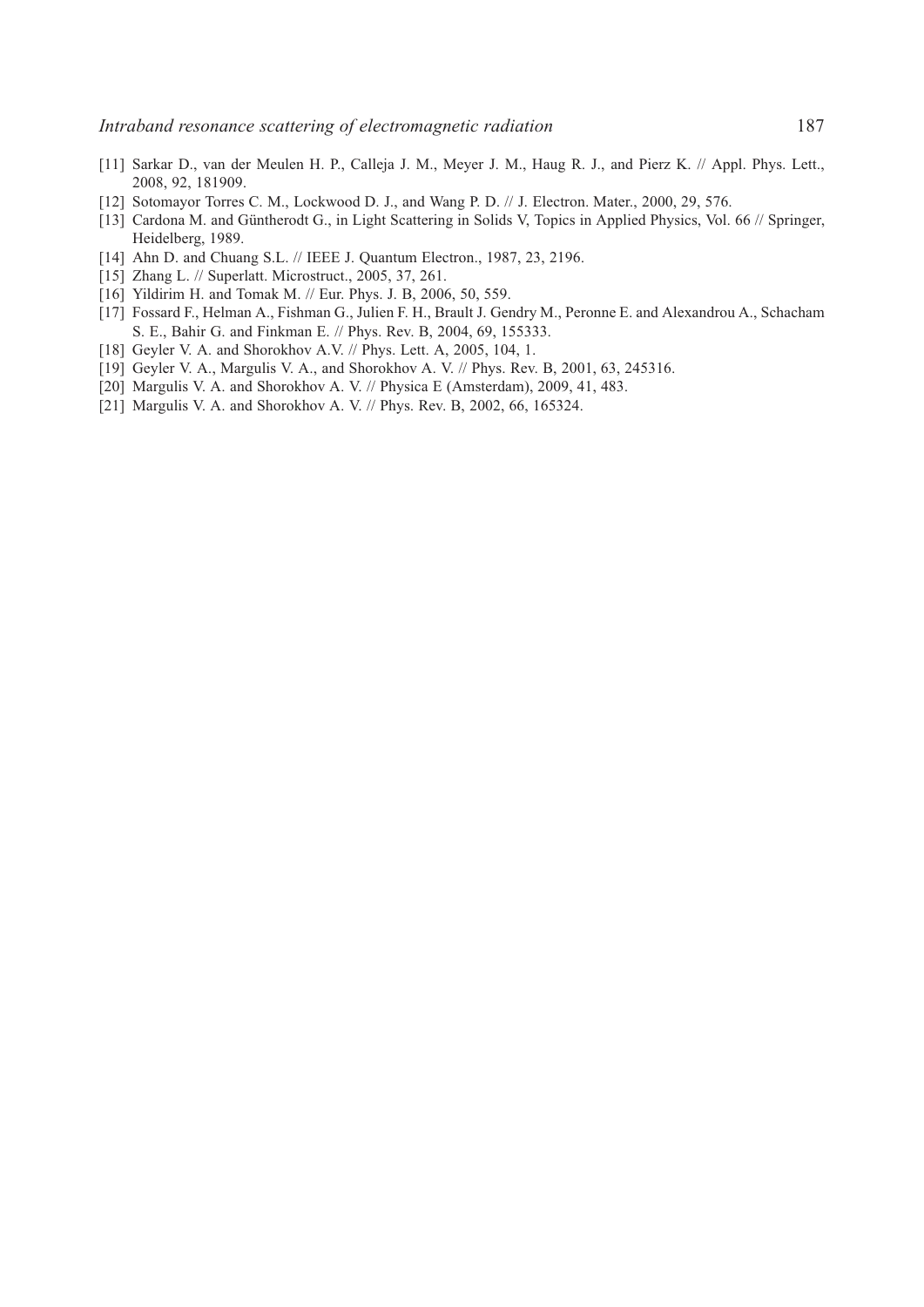[11] Sarkar D., van der Meulen H. P., Calleja J. M., Meyer J. M., Haug R. J., and Pierz K. // Appl. Phys. Lett., 2008, 92, 181909.

[12] Sotomayor Torres C. M., Lockwood D. J., and Wang P. D. // J. Electron. Mater., 2000, 29, 576.

[13] Cardona M. and Güntherodt G., in Light Scattering in Solids V, Topics in Applied Physics, Vol. 66 // Springer, Heidelberg, 1989.

[14] Ahn D. and Chuang S.L. // IEEE J. Quantum Electron., 1987, 23, 2196.

[15] Zhang L. // Superlatt. Microstruct., 2005, 37, 261.

[16] Yildirim H. and Tomak M. // Eur. Phys. J. B, 2006, 50, 559.

[17] Fossard F., Helman A., Fishman G., Julien F. H., Brault J. Gendry M., Peronne E. and Alexandrou A., Schacham S. E., Bahir G. and Finkman E. // Phys. Rev. B, 2004, 69, 155333.

[18] Geyler V. A. and Shorokhov A.V. // Phys. Lett. A, 2005, 104, 1.

[19] Geyler V. A., Margulis V. A., and Shorokhov A. V. // Phys. Rev. B, 2001, 63, 245316.

[20] Margulis V. A. and Shorokhov A. V. // Physica E (Amsterdam), 2009, 41, 483.

[21] Margulis V. A. and Shorokhov A. V. // Phys. Rev. B, 2002, 66, 165324.